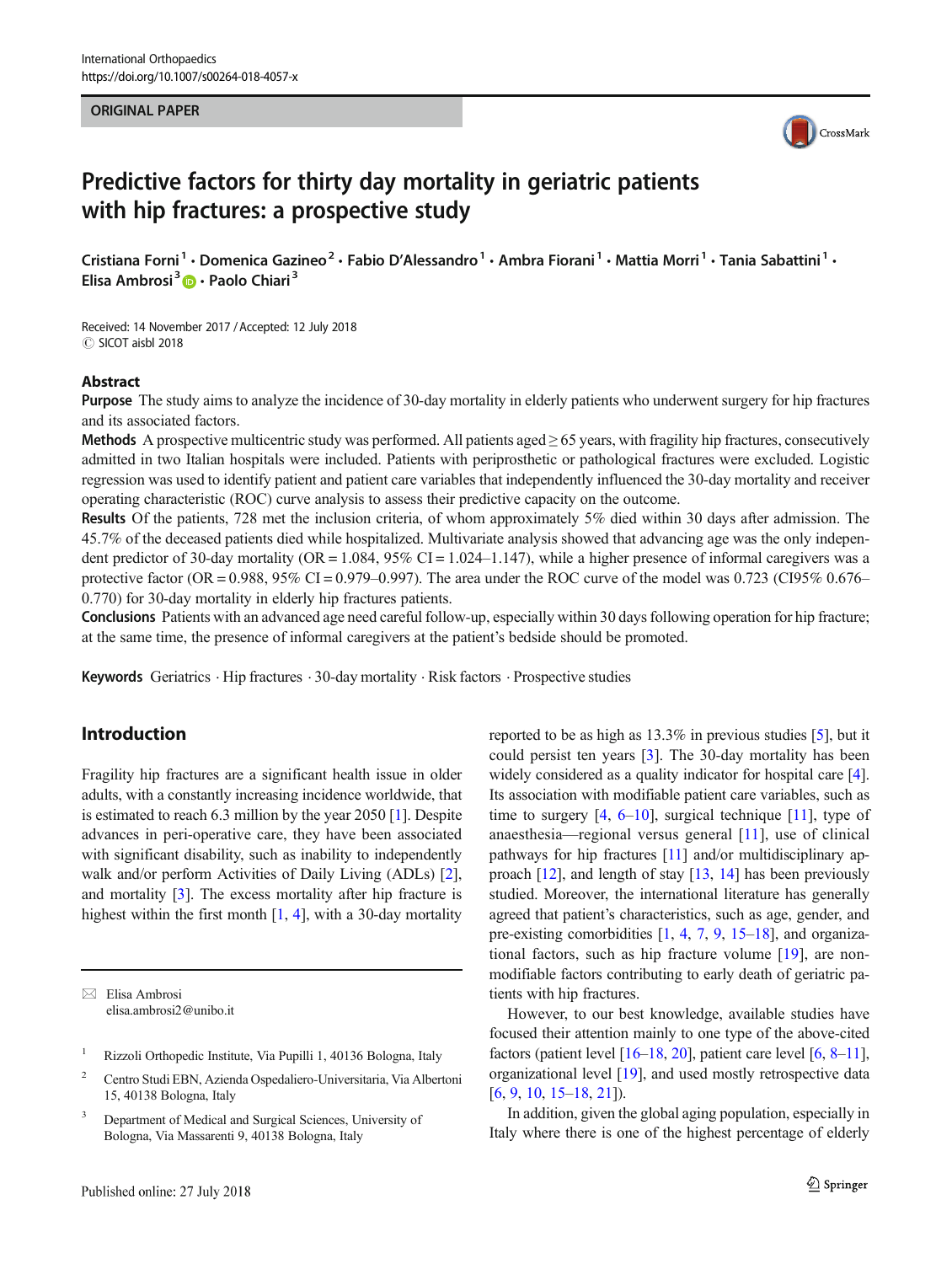ORIGINAL PAPER

# Predictive factors for thirty day mortality in geriatric patients with hip fractures: a prospective study

Cristiana Forni[1] · Domenica Gazineo[2] · Fabio D'Alessandro[1] · Ambra Fiorani[1] · Mattia Morri[1] · Tania Sabattini[1] · Elisa Ambrosi[3] · Paolo Chiari[3]

Received: 14 November 2017 / Accepted: 12 July 2018
© SICOT aisbl 2018

## Abstract

**Purpose** The study aims to analyze the incidence of 30-day mortality in elderly patients who underwent surgery for hip fractures and its associated factors.

**Methods** A prospective multicentric study was performed. All patients aged ≥ 65 years, with fragility hip fractures, consecutively admitted in two Italian hospitals were included. Patients with periprosthetic or pathological fractures were excluded. Logistic regression was used to identify patient and patient care variables that independently influenced the 30-day mortality and receiver operating characteristic (ROC) curve analysis to assess their predictive capacity on the outcome.

**Results** Of the patients, 728 met the inclusion criteria, of whom approximately 5% died within 30 days after admission. The 45.7% of the deceased patients died while hospitalized. Multivariate analysis showed that advancing age was the only independent predictor of 30-day mortality (OR = 1.084, 95% CI = 1.024–1.147), while a higher presence of informal caregivers was a protective factor (OR = 0.988, 95% CI = 0.979–0.997). The area under the ROC curve of the model was 0.723 (CI95% 0.676–0.770) for 30-day mortality in elderly hip fractures patients.

**Conclusions** Patients with an advanced age need careful follow-up, especially within 30 days following operation for hip fracture; at the same time, the presence of informal caregivers at the patient's bedside should be promoted.

**Keywords** Geriatrics · Hip fractures · 30-day mortality · Risk factors · Prospective studies

## Introduction

Fragility hip fractures are a significant health issue in older adults, with a constantly increasing incidence worldwide, that is estimated to reach 6.3 million by the year 2050 [1]. Despite advances in peri-operative care, they have been associated with significant disability, such as inability to independently walk and/or perform Activities of Daily Living (ADLs) [2], and mortality [3]. The excess mortality after hip fracture is highest within the first month [1, 4], with a 30-day mortality reported to be as high as 13.3% in previous studies [5], but it could persist ten years [3]. The 30-day mortality has been widely considered as a quality indicator for hospital care [4]. Its association with modifiable patient care variables, such as time to surgery [4, 6–10], surgical technique [11], type of anaesthesia—regional versus general [11], use of clinical pathways for hip fractures [11] and/or multidisciplinary approach [12], and length of stay [13, 14] has been previously studied. Moreover, the international literature has generally agreed that patient's characteristics, such as age, gender, and pre-existing comorbidities [1, 4, 7, 9, 15–18], and organizational factors, such as hip fracture volume [19], are non-modifiable factors contributing to early death of geriatric patients with hip fractures.

However, to our best knowledge, available studies have focused their attention mainly to one type of the above-cited factors (patient level [16–18, 20], patient care level [6, 8–11], organizational level [19], and used mostly retrospective data [6, 9, 10, 15–18, 21]).

In addition, given the global aging population, especially in Italy where there is one of the highest percentage of elderly

---

✉ Elisa Ambrosi
elisa.ambrosi2@unibo.it

1 Rizzoli Orthopedic Institute, Via Pupilli 1, 40136 Bologna, Italy

2 Centro Studi EBN, Azienda Ospedaliero-Universitaria, Via Albertoni 15, 40138 Bologna, Italy

3 Department of Medical and Surgical Sciences, University of Bologna, Via Massarenti 9, 40138 Bologna, Italy

Published online: 27 July 2018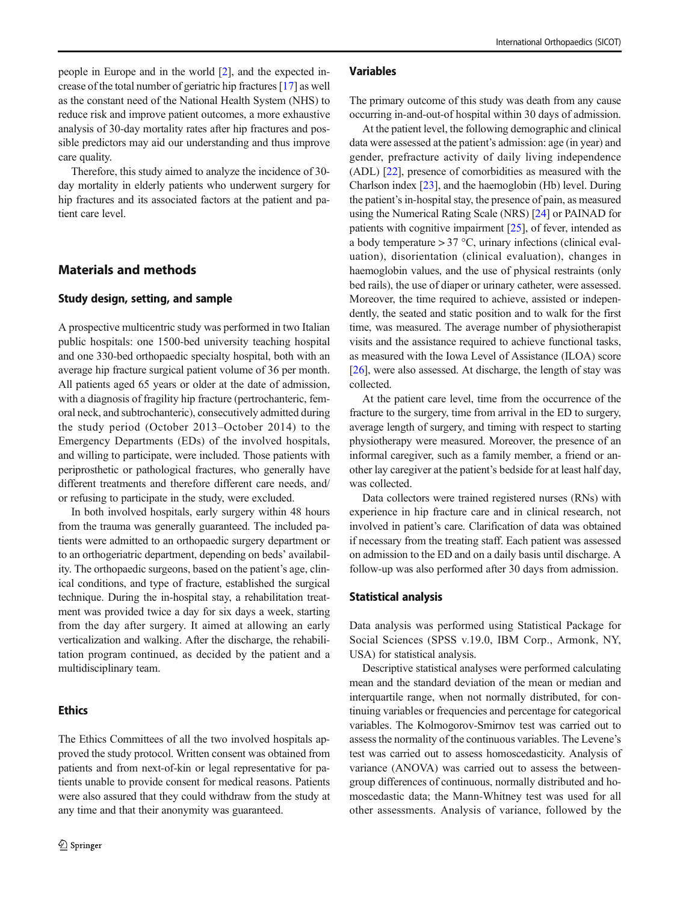people in Europe and in the world [2], and the expected increase of the total number of geriatric hip fractures [17] as well as the constant need of the National Health System (NHS) to reduce risk and improve patient outcomes, a more exhaustive analysis of 30-day mortality rates after hip fractures and possible predictors may aid our understanding and thus improve care quality.

Therefore, this study aimed to analyze the incidence of 30-day mortality in elderly patients who underwent surgery for hip fractures and its associated factors at the patient and patient care level.

## Materials and methods

### Study design, setting, and sample

A prospective multicentric study was performed in two Italian public hospitals: one 1500-bed university teaching hospital and one 330-bed orthopaedic specialty hospital, both with an average hip fracture surgical patient volume of 36 per month. All patients aged 65 years or older at the date of admission, with a diagnosis of fragility hip fracture (pertrochanteric, femoral neck, and subtrochanteric), consecutively admitted during the study period (October 2013–October 2014) to the Emergency Departments (EDs) of the involved hospitals, and willing to participate, were included. Those patients with periprosthetic or pathological fractures, who generally have different treatments and therefore different care needs, and/or refusing to participate in the study, were excluded.

In both involved hospitals, early surgery within 48 hours from the trauma was generally guaranteed. The included patients were admitted to an orthopaedic surgery department or to an orthogeriatric department, depending on beds' availability. The orthopaedic surgeons, based on the patient's age, clinical conditions, and type of fracture, established the surgical technique. During the in-hospital stay, a rehabilitation treatment was provided twice a day for six days a week, starting from the day after surgery. It aimed at allowing an early verticalization and walking. After the discharge, the rehabilitation program continued, as decided by the patient and a multidisciplinary team.

### Ethics

The Ethics Committees of all the two involved hospitals approved the study protocol. Written consent was obtained from patients and from next-of-kin or legal representative for patients unable to provide consent for medical reasons. Patients were also assured that they could withdraw from the study at any time and that their anonymity was guaranteed.

### Variables

The primary outcome of this study was death from any cause occurring in-and-out-of hospital within 30 days of admission.

At the patient level, the following demographic and clinical data were assessed at the patient's admission: age (in year) and gender, prefracture activity of daily living independence (ADL) [22], presence of comorbidities as measured with the Charlson index [23], and the haemoglobin (Hb) level. During the patient's in-hospital stay, the presence of pain, as measured using the Numerical Rating Scale (NRS) [24] or PAINAD for patients with cognitive impairment [25], of fever, intended as a body temperature > 37 °C, urinary infections (clinical evaluation), disorientation (clinical evaluation), changes in haemoglobin values, and the use of physical restraints (only bed rails), the use of diaper or urinary catheter, were assessed. Moreover, the time required to achieve, assisted or independently, the seated and static position and to walk for the first time, was measured. The average number of physiotherapist visits and the assistance required to achieve functional tasks, as measured with the Iowa Level of Assistance (ILOA) score [26], were also assessed. At discharge, the length of stay was collected.

At the patient care level, time from the occurrence of the fracture to the surgery, time from arrival in the ED to surgery, average length of surgery, and timing with respect to starting physiotherapy were measured. Moreover, the presence of an informal caregiver, such as a family member, a friend or another lay caregiver at the patient's bedside for at least half day, was collected.

Data collectors were trained registered nurses (RNs) with experience in hip fracture care and in clinical research, not involved in patient's care. Clarification of data was obtained if necessary from the treating staff. Each patient was assessed on admission to the ED and on a daily basis until discharge. A follow-up was also performed after 30 days from admission.

### Statistical analysis

Data analysis was performed using Statistical Package for Social Sciences (SPSS v.19.0, IBM Corp., Armonk, NY, USA) for statistical analysis.

Descriptive statistical analyses were performed calculating mean and the standard deviation of the mean or median and interquartile range, when not normally distributed, for continuing variables or frequencies and percentage for categorical variables. The Kolmogorov-Smirnov test was carried out to assess the normality of the continuous variables. The Levene's test was carried out to assess homoscedasticity. Analysis of variance (ANOVA) was carried out to assess the between-group differences of continuous, normally distributed and homoscedastic data; the Mann-Whitney test was used for all other assessments. Analysis of variance, followed by the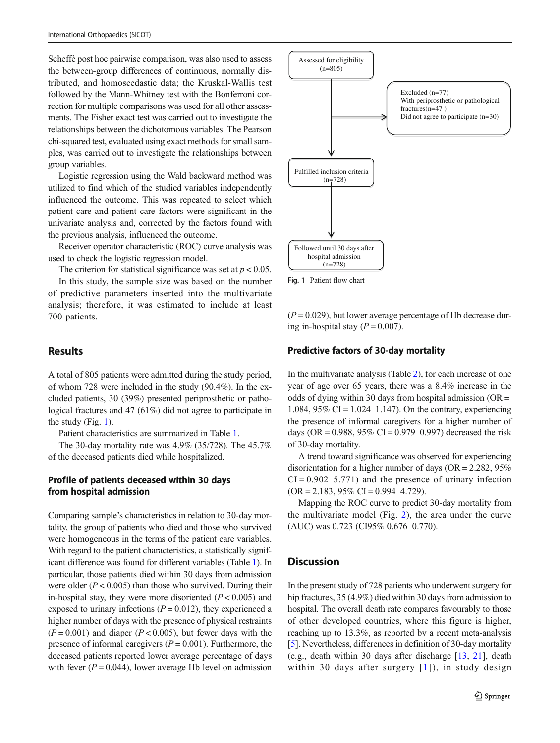Scheffè post hoc pairwise comparison, was also used to assess the between-group differences of continuous, normally distributed, and homoscedastic data; the Kruskal-Wallis test followed by the Mann-Whitney test with the Bonferroni correction for multiple comparisons was used for all other assessments. The Fisher exact test was carried out to investigate the relationships between the dichotomous variables. The Pearson chi-squared test, evaluated using exact methods for small samples, was carried out to investigate the relationships between group variables.

Logistic regression using the Wald backward method was utilized to find which of the studied variables independently influenced the outcome. This was repeated to select which patient care and patient care factors were significant in the univariate analysis and, corrected by the factors found with the previous analysis, influenced the outcome.

Receiver operator characteristic (ROC) curve analysis was used to check the logistic regression model.

The criterion for statistical significance was set at $p < 0.05$.

In this study, the sample size was based on the number of predictive parameters inserted into the multivariate analysis; therefore, it was estimated to include at least 700 patients.

## Results

A total of 805 patients were admitted during the study period, of whom 728 were included in the study (90.4%). In the excluded patients, 30 (39%) presented periprosthetic or pathological fractures and 47 (61%) did not agree to participate in the study (Fig. 1).

Patient characteristics are summarized in Table 1.

The 30-day mortality rate was 4.9% (35/728). The 45.7% of the deceased patients died while hospitalized.

### Profile of patients deceased within 30 days from hospital admission

Comparing sample's characteristics in relation to 30-day mortality, the group of patients who died and those who survived were homogeneous in the terms of the patient care variables. With regard to the patient characteristics, a statistically significant difference was found for different variables (Table 1). In particular, those patients died within 30 days from admission were older ($P < 0.005$) than those who survived. During their in-hospital stay, they were more disoriented ($P < 0.005$) and exposed to urinary infections ($P = 0.012$), they experienced a higher number of days with the presence of physical restraints ($P = 0.001$) and diaper ($P < 0.005$), but fewer days with the presence of informal caregivers ($P = 0.001$). Furthermore, the deceased patients reported lower average percentage of days with fever ($P = 0.044$), lower average Hb level on admission ($P = 0.029$), but lower average percentage of Hb decrease during in-hospital stay ($P = 0.007$).

Assessed for eligibility (n=805)

Excluded (n=77)
With periprosthetic or pathological fractures(n=47 )
Did not agree to participate (n=30)

Fulfilled inclusion criteria (n=728)

Followed until 30 days after hospital admission (n=728)

Fig. 1 Patient flow chart

### Predictive factors of 30-day mortality

In the multivariate analysis (Table 2), for each increase of one year of age over 65 years, there was a 8.4% increase in the odds of dying within 30 days from hospital admission (OR = 1.084, 95% CI = 1.024–1.147). On the contrary, experiencing the presence of informal caregivers for a higher number of days (OR = 0.988, 95% CI = 0.979–0.997) decreased the risk of 30-day mortality.

A trend toward significance was observed for experiencing disorientation for a higher number of days (OR = 2.282, 95% CI = 0.902–5.771) and the presence of urinary infection (OR = 2.183, 95% CI = 0.994–4.729).

Mapping the ROC curve to predict 30-day mortality from the multivariate model (Fig. 2), the area under the curve (AUC) was 0.723 (CI95% 0.676–0.770).

## Discussion

In the present study of 728 patients who underwent surgery for hip fractures, 35 (4.9%) died within 30 days from admission to hospital. The overall death rate compares favourably to those of other developed countries, where this figure is higher, reaching up to 13.3%, as reported by a recent meta-analysis [5]. Nevertheless, differences in definition of 30-day mortality (e.g., death within 30 days after discharge [13, 21], death within 30 days after surgery [1]), in study design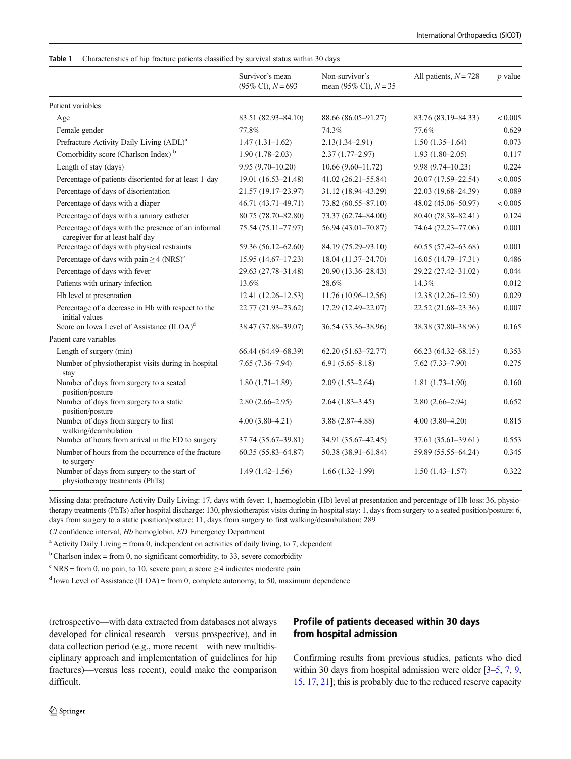Table 1 Characteristics of hip fracture patients classified by survival status within 30 days

| | Survivor's mean (95% CI), $N = 693$ | Non-survivor's mean (95% CI), $N = 35$ | All patients, $N = 728$ | $p$ value |
|---|---|---|---|---|
| Patient variables | | | | |
| Age | 83.51 (82.93–84.10) | 88.66 (86.05–91.27) | 83.76 (83.19–84.33) | < 0.005 |
| Female gender | 77.8% | 74.3% | 77.6% | 0.629 |
| Prefracture Activity Daily Living (ADL)[a] | 1.47 (1.31–1.62) | 2.13(1.34–2.91) | 1.50 (1.35–1.64) | 0.073 |
| Comorbidity score (Charlson Index) [b] | 1.90 (1.78–2.03) | 2.37 (1.77–2.97) | 1.93 (1.80–2.05) | 0.117 |
| Length of stay (days) | 9.95 (9.70–10.20) | 10.66 (9.60–11.72) | 9.98 (9.74–10.23) | 0.224 |
| Percentage of patients disoriented for at least 1 day | 19.01 (16.53–21.48) | 41.02 (26.21–55.84) | 20.07 (17.59–22.54) | < 0.005 |
| Percentage of days of disorientation | 21.57 (19.17–23.97) | 31.12 (18.94–43.29) | 22.03 (19.68–24.39) | 0.089 |
| Percentage of days with a diaper | 46.71 (43.71–49.71) | 73.82 (60.55–87.10) | 48.02 (45.06–50.97) | < 0.005 |
| Percentage of days with a urinary catheter | 80.75 (78.70–82.80) | 73.37 (62.74–84.00) | 80.40 (78.38–82.41) | 0.124 |
| Percentage of days with the presence of an informal caregiver for at least half day | 75.54 (75.11–77.97) | 56.94 (43.01–70.87) | 74.64 (72.23–77.06) | 0.001 |
| Percentage of days with physical restraints | 59.36 (56.12–62.60) | 84.19 (75.29–93.10) | 60.55 (57.42–63.68) | 0.001 |
| Percentage of days with pain ≥ 4 (NRS)[c] | 15.95 (14.67–17.23) | 18.04 (11.37–24.70) | 16.05 (14.79–17.31) | 0.486 |
| Percentage of days with fever | 29.63 (27.78–31.48) | 20.90 (13.36–28.43) | 29.22 (27.42–31.02) | 0.044 |
| Patients with urinary infection | 13.6% | 28.6% | 14.3% | 0.012 |
| Hb level at presentation | 12.41 (12.26–12.53) | 11.76 (10.96–12.56) | 12.38 (12.26–12.50) | 0.029 |
| Percentage of a decrease in Hb with respect to the initial values | 22.77 (21.93–23.62) | 17.29 (12.49–22.07) | 22.52 (21.68–23.36) | 0.007 |
| Score on Iowa Level of Assistance (ILOA)[d] | 38.47 (37.88–39.07) | 36.54 (33.36–38.96) | 38.38 (37.80–38.96) | 0.165 |
| Patient care variables | | | | |
| Length of surgery (min) | 66.44 (64.49–68.39) | 62.20 (51.63–72.77) | 66.23 (64.32–68.15) | 0.353 |
| Number of physiotherapist visits during in-hospital stay | 7.65 (7.36–7.94) | 6.91 (5.65–8.18) | 7.62 (7.33–7.90) | 0.275 |
| Number of days from surgery to a seated position/posture | 1.80 (1.71–1.89) | 2.09 (1.53–2.64) | 1.81 (1.73–1.90) | 0.160 |
| Number of days from surgery to a static position/posture | 2.80 (2.66–2.95) | 2.64 (1.83–3.45) | 2.80 (2.66–2.94) | 0.652 |
| Number of days from surgery to first walking/deambulation | 4.00 (3.80–4.21) | 3.88 (2.87–4.88) | 4.00 (3.80–4.20) | 0.815 |
| Number of hours from arrival in the ED to surgery | 37.74 (35.67–39.81) | 34.91 (35.67–42.45) | 37.61 (35.61–39.61) | 0.553 |
| Number of hours from the occurrence of the fracture to surgery | 60.35 (55.83–64.87) | 50.38 (38.91–61.84) | 59.89 (55.55–64.24) | 0.345 |
| Number of days from surgery to the start of physiotherapy treatments (PhTs) | 1.49 (1.42–1.56) | 1.66 (1.32–1.99) | 1.50 (1.43–1.57) | 0.322 |

Missing data: prefracture Activity Daily Living: 17, days with fever: 1, haemoglobin (Hb) level at presentation and percentage of Hb loss: 36, physiotherapy treatments (PhTs) after hospital discharge: 130, physiotherapist visits during in-hospital stay: 1, days from surgery to a seated position/posture: 6, days from surgery to a static position/posture: 11, days from surgery to first walking/deambulation: 289

*CI* confidence interval, *Hb* hemoglobin, *ED* Emergency Department

[a] Activity Daily Living = from 0, independent on activities of daily living, to 7, dependent

[b] Charlson index = from 0, no significant comorbidity, to 33, severe comorbidity

[c] NRS = from 0, no pain, to 10, severe pain; a score ≥ 4 indicates moderate pain

[d] Iowa Level of Assistance (ILOA) = from 0, complete autonomy, to 50, maximum dependence

(retrospective—with data extracted from databases not always developed for clinical research—versus prospective), and in data collection period (e.g., more recent—with new multidisciplinary approach and implementation of guidelines for hip fractures)—versus less recent), could make the comparison difficult.

## Profile of patients deceased within 30 days from hospital admission

Confirming results from previous studies, patients who died within 30 days from hospital admission were older [3–5, 7, 9, 15, 17, 21]; this is probably due to the reduced reserve capacity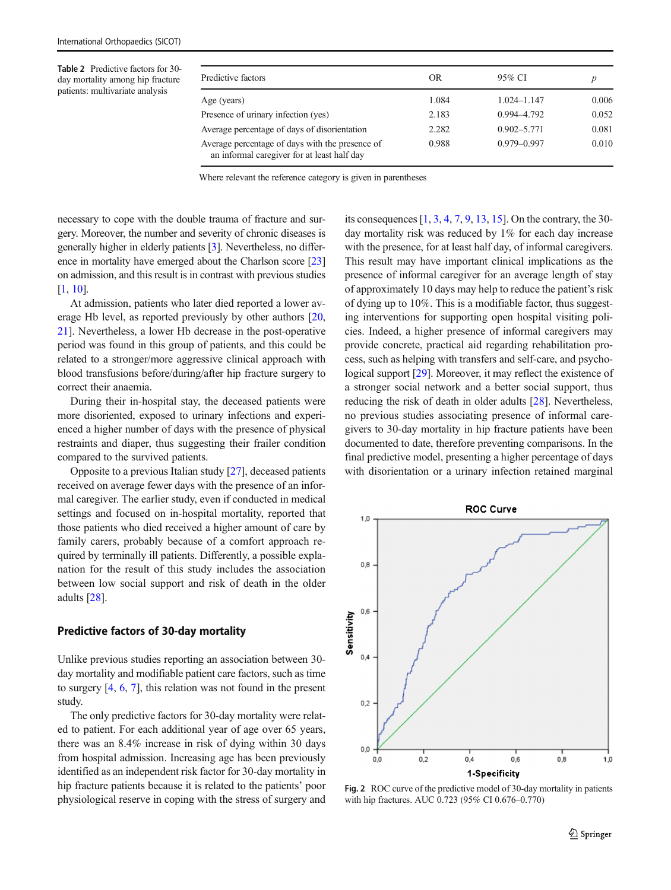Table 2 Predictive factors for 30-day mortality among hip fracture patients: multivariate analysis

| Predictive factors | OR | 95% CI | *p* |
|---|---|---|---|
| Age (years) | 1.084 | 1.024–1.147 | 0.006 |
| Presence of urinary infection (yes) | 2.183 | 0.994–4.792 | 0.052 |
| Average percentage of days of disorientation | 2.282 | 0.902–5.771 | 0.081 |
| Average percentage of days with the presence of an informal caregiver for at least half day | 0.988 | 0.979–0.997 | 0.010 |

Where relevant the reference category is given in parentheses

necessary to cope with the double trauma of fracture and surgery. Moreover, the number and severity of chronic diseases is generally higher in elderly patients [3]. Nevertheless, no difference in mortality have emerged about the Charlson score [23] on admission, and this result is in contrast with previous studies [1, 10].

At admission, patients who later died reported a lower average Hb level, as reported previously by other authors [20, 21]. Nevertheless, a lower Hb decrease in the post-operative period was found in this group of patients, and this could be related to a stronger/more aggressive clinical approach with blood transfusions before/during/after hip fracture surgery to correct their anaemia.

During their in-hospital stay, the deceased patients were more disoriented, exposed to urinary infections and experienced a higher number of days with the presence of physical restraints and diaper, thus suggesting their frailer condition compared to the survived patients.

Opposite to a previous Italian study [27], deceased patients received on average fewer days with the presence of an informal caregiver. The earlier study, even if conducted in medical settings and focused on in-hospital mortality, reported that those patients who died received a higher amount of care by family carers, probably because of a comfort approach required by terminally ill patients. Differently, a possible explanation for the result of this study includes the association between low social support and risk of death in the older adults [28].

## Predictive factors of 30-day mortality

Unlike previous studies reporting an association between 30-day mortality and modifiable patient care factors, such as time to surgery [4, 6, 7], this relation was not found in the present study.

The only predictive factors for 30-day mortality were related to patient. For each additional year of age over 65 years, there was an 8.4% increase in risk of dying within 30 days from hospital admission. Increasing age has been previously identified as an independent risk factor for 30-day mortality in hip fracture patients because it is related to the patients' poor physiological reserve in coping with the stress of surgery and its consequences [1, 3, 4, 7, 9, 13, 15]. On the contrary, the 30-day mortality risk was reduced by 1% for each day increase with the presence, for at least half day, of informal caregivers. This result may have important clinical implications as the presence of informal caregiver for an average length of stay of approximately 10 days may help to reduce the patient's risk of dying up to 10%. This is a modifiable factor, thus suggesting interventions for supporting open hospital visiting policies. Indeed, a higher presence of informal caregivers may provide concrete, practical aid regarding rehabilitation process, such as helping with transfers and self-care, and psychological support [29]. Moreover, it may reflect the existence of a stronger social network and a better social support, thus reducing the risk of death in older adults [28]. Nevertheless, no previous studies associating presence of informal caregivers to 30-day mortality in hip fracture patients have been documented to date, therefore preventing comparisons. In the final predictive model, presenting a higher percentage of days with disorientation or a urinary infection retained marginal

Fig. 2 ROC curve of the predictive model of 30-day mortality in patients with hip fractures. AUC 0.723 (95% CI 0.676–0.770)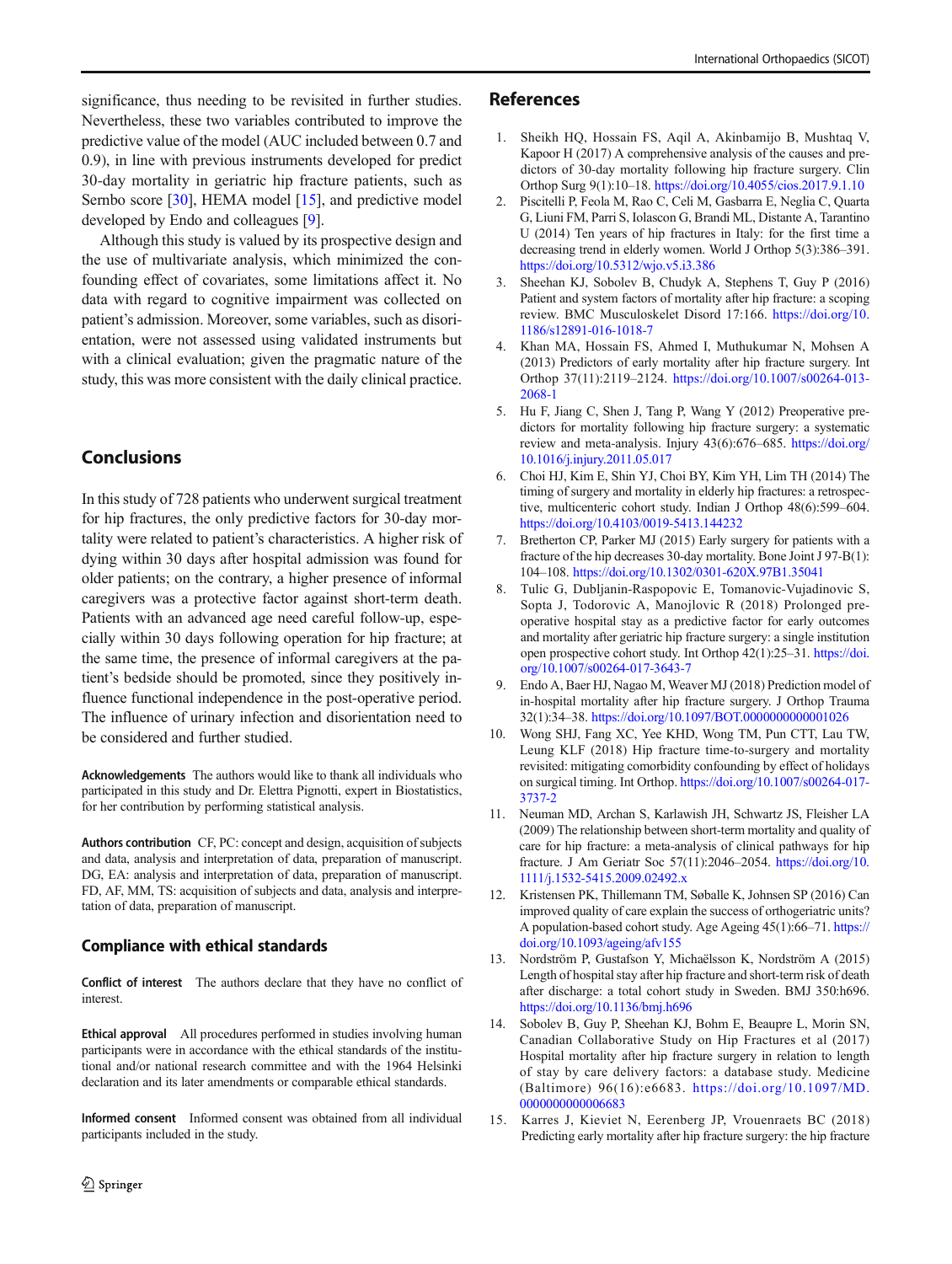significance, thus needing to be revisited in further studies. Nevertheless, these two variables contributed to improve the predictive value of the model (AUC included between 0.7 and 0.9), in line with previous instruments developed for predict 30-day mortality in geriatric hip fracture patients, such as Sernbo score [30], HEMA model [15], and predictive model developed by Endo and colleagues [9].

Although this study is valued by its prospective design and the use of multivariate analysis, which minimized the confounding effect of covariates, some limitations affect it. No data with regard to cognitive impairment was collected on patient's admission. Moreover, some variables, such as disorientation, were not assessed using validated instruments but with a clinical evaluation; given the pragmatic nature of the study, this was more consistent with the daily clinical practice.

## Conclusions

In this study of 728 patients who underwent surgical treatment for hip fractures, the only predictive factors for 30-day mortality were related to patient's characteristics. A higher risk of dying within 30 days after hospital admission was found for older patients; on the contrary, a higher presence of informal caregivers was a protective factor against short-term death. Patients with an advanced age need careful follow-up, especially within 30 days following operation for hip fracture; at the same time, the presence of informal caregivers at the patient's bedside should be promoted, since they positively influence functional independence in the post-operative period. The influence of urinary infection and disorientation need to be considered and further studied.

**Acknowledgements** The authors would like to thank all individuals who participated in this study and Dr. Elettra Pignotti, expert in Biostatistics, for her contribution by performing statistical analysis.

**Authors contribution** CF, PC: concept and design, acquisition of subjects and data, analysis and interpretation of data, preparation of manuscript. DG, EA: analysis and interpretation of data, preparation of manuscript. FD, AF, MM, TS: acquisition of subjects and data, analysis and interpretation of data, preparation of manuscript.

### Compliance with ethical standards

**Conflict of interest** The authors declare that they have no conflict of interest.

**Ethical approval** All procedures performed in studies involving human participants were in accordance with the ethical standards of the institutional and/or national research committee and with the 1964 Helsinki declaration and its later amendments or comparable ethical standards.

**Informed consent** Informed consent was obtained from all individual participants included in the study.

## References

1. Sheikh HQ, Hossain FS, Aqil A, Akinbamijo B, Mushtaq V, Kapoor H (2017) A comprehensive analysis of the causes and predictors of 30-day mortality following hip fracture surgery. Clin Orthop Surg 9(1):10–18. https://doi.org/10.4055/cios.2017.9.1.10
2. Piscitelli P, Feola M, Rao C, Celi M, Gasbarra E, Neglia C, Quarta G, Liuni FM, Parri S, Iolascon G, Brandi ML, Distante A, Tarantino U (2014) Ten years of hip fractures in Italy: for the first time a decreasing trend in elderly women. World J Orthop 5(3):386–391. https://doi.org/10.5312/wjo.v5.i3.386
3. Sheehan KJ, Sobolev B, Chudyk A, Stephens T, Guy P (2016) Patient and system factors of mortality after hip fracture: a scoping review. BMC Musculoskelet Disord 17:166. https://doi.org/10.1186/s12891-016-1018-7
4. Khan MA, Hossain FS, Ahmed I, Muthukumar N, Mohsen A (2013) Predictors of early mortality after hip fracture surgery. Int Orthop 37(11):2119–2124. https://doi.org/10.1007/s00264-013-2068-1
5. Hu F, Jiang C, Shen J, Tang P, Wang Y (2012) Preoperative predictors for mortality following hip fracture surgery: a systematic review and meta-analysis. Injury 43(6):676–685. https://doi.org/10.1016/j.injury.2011.05.017
6. Choi HJ, Kim E, Shin YJ, Choi BY, Kim YH, Lim TH (2014) The timing of surgery and mortality in elderly hip fractures: a retrospective, multicenteric cohort study. Indian J Orthop 48(6):599–604. https://doi.org/10.4103/0019-5413.144232
7. Bretherton CP, Parker MJ (2015) Early surgery for patients with a fracture of the hip decreases 30-day mortality. Bone Joint J 97-B(1):104–108. https://doi.org/10.1302/0301-620X.97B1.35041
8. Tulic G, Dubljanin-Raspopovic E, Tomanovic-Vujadinovic S, Sopta J, Todorovic A, Manojlovic R (2018) Prolonged preoperative hospital stay as a predictive factor for early outcomes and mortality after geriatric hip fracture surgery: a single institution open prospective cohort study. Int Orthop 42(1):25–31. https://doi.org/10.1007/s00264-017-3643-7
9. Endo A, Baer HJ, Nagao M, Weaver MJ (2018) Prediction model of in-hospital mortality after hip fracture surgery. J Orthop Trauma 32(1):34–38. https://doi.org/10.1097/BOT.0000000000001026
10. Wong SHJ, Fang XC, Yee KHD, Wong TM, Pun CTT, Lau TW, Leung KLF (2018) Hip fracture time-to-surgery and mortality revisited: mitigating comorbidity confounding by effect of holidays on surgical timing. Int Orthop. https://doi.org/10.1007/s00264-017-3737-2
11. Neuman MD, Archan S, Karlawish JH, Schwartz JS, Fleisher LA (2009) The relationship between short-term mortality and quality of care for hip fracture: a meta-analysis of clinical pathways for hip fracture. J Am Geriatr Soc 57(11):2046–2054. https://doi.org/10.1111/j.1532-5415.2009.02492.x
12. Kristensen PK, Thillemann TM, Søballe K, Johnsen SP (2016) Can improved quality of care explain the success of orthogeriatric units? A population-based cohort study. Age Ageing 45(1):66–71. https://doi.org/10.1093/ageing/afv155
13. Nordström P, Gustafson Y, Michaëlsson K, Nordström A (2015) Length of hospital stay after hip fracture and short-term risk of death after discharge: a total cohort study in Sweden. BMJ 350:h696. https://doi.org/10.1136/bmj.h696
14. Sobolev B, Guy P, Sheehan KJ, Bohm E, Beaupre L, Morin SN, Canadian Collaborative Study on Hip Fractures et al (2017) Hospital mortality after hip fracture surgery in relation to length of stay by care delivery factors: a database study. Medicine (Baltimore) 96(16):e6683. https://doi.org/10.1097/MD.0000000000006683
15. Karres J, Kieviet N, Eerenberg JP, Vrouenraets BC (2018) Predicting early mortality after hip fracture surgery: the hip fracture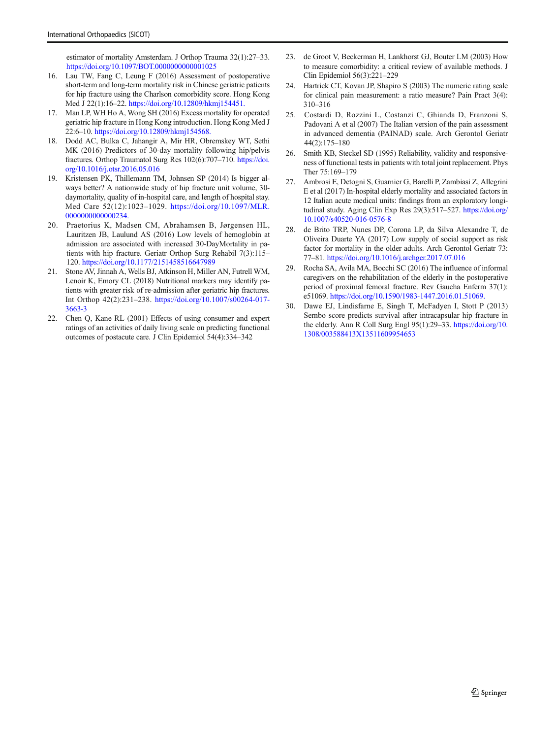estimator of mortality Amsterdam. J Orthop Trauma 32(1):27–33. https://doi.org/10.1097/BOT.0000000000001025

16. Lau TW, Fang C, Leung F (2016) Assessment of postoperative short-term and long-term mortality risk in Chinese geriatric patients for hip fracture using the Charlson comorbidity score. Hong Kong Med J 22(1):16–22. https://doi.org/10.12809/hkmj154451.
17. Man LP, WH Ho A, Wong SH (2016) Excess mortality for operated geriatric hip fracture in Hong Kong introduction. Hong Kong Med J 22:6–10. https://doi.org/10.12809/hkmj154568.
18. Dodd AC, Bulka C, Jahangir A, Mir HR, Obremskey WT, Sethi MK (2016) Predictors of 30-day mortality following hip/pelvis fractures. Orthop Traumatol Surg Res 102(6):707–710. https://doi.org/10.1016/j.otsr.2016.05.016
19. Kristensen PK, Thillemann TM, Johnsen SP (2014) Is bigger always better? A nationwide study of hip fracture unit volume, 30-daymortality, quality of in-hospital care, and length of hospital stay. Med Care 52(12):1023–1029. https://doi.org/10.1097/MLR.0000000000000234.
20. Praetorius K, Madsen CM, Abrahamsen B, Jørgensen HL, Lauritzen JB, Laulund AS (2016) Low levels of hemoglobin at admission are associated with increased 30-DayMortality in patients with hip fracture. Geriatr Orthop Surg Rehabil 7(3):115–120. https://doi.org/10.1177/2151458516647989
21. Stone AV, Jinnah A, Wells BJ, Atkinson H, Miller AN, Futrell WM, Lenoir K, Emory CL (2018) Nutritional markers may identify patients with greater risk of re-admission after geriatric hip fractures. Int Orthop 42(2):231–238. https://doi.org/10.1007/s00264-017-3663-3
22. Chen Q, Kane RL (2001) Effects of using consumer and expert ratings of an activities of daily living scale on predicting functional outcomes of postacute care. J Clin Epidemiol 54(4):334–342
23. de Groot V, Beckerman H, Lankhorst GJ, Bouter LM (2003) How to measure comorbidity: a critical review of available methods. J Clin Epidemiol 56(3):221–229
24. Hartrick CT, Kovan JP, Shapiro S (2003) The numeric rating scale for clinical pain measurement: a ratio measure? Pain Pract 3(4):310–316
25. Costardi D, Rozzini L, Costanzi C, Ghianda D, Franzoni S, Padovani A et al (2007) The Italian version of the pain assessment in advanced dementia (PAINAD) scale. Arch Gerontol Geriatr 44(2):175–180
26. Smith KB, Steckel SD (1995) Reliability, validity and responsiveness of functional tests in patients with total joint replacement. Phys Ther 75:169–179
27. Ambrosi E, Detogni S, Guarnier G, Barelli P, Zambiasi Z, Allegrini E et al (2017) In-hospital elderly mortality and associated factors in 12 Italian acute medical units: findings from an exploratory longitudinal study. Aging Clin Exp Res 29(3):517–527. https://doi.org/10.1007/s40520-016-0576-8
28. de Brito TRP, Nunes DP, Corona LP, da Silva Alexandre T, de Oliveira Duarte YA (2017) Low supply of social support as risk factor for mortality in the older adults. Arch Gerontol Geriatr 73:77–81. https://doi.org/10.1016/j.archger.2017.07.016
29. Rocha SA, Avila MA, Bocchi SC (2016) The influence of informal caregivers on the rehabilitation of the elderly in the postoperative period of proximal femoral fracture. Rev Gaucha Enferm 37(1):e51069. https://doi.org/10.1590/1983-1447.2016.01.51069.
30. Dawe EJ, Lindisfarne E, Singh T, McFadyen I, Stott P (2013) Sernbo score predicts survival after intracapsular hip fracture in the elderly. Ann R Coll Surg Engl 95(1):29–33. https://doi.org/10.1308/003588413X13511609954653